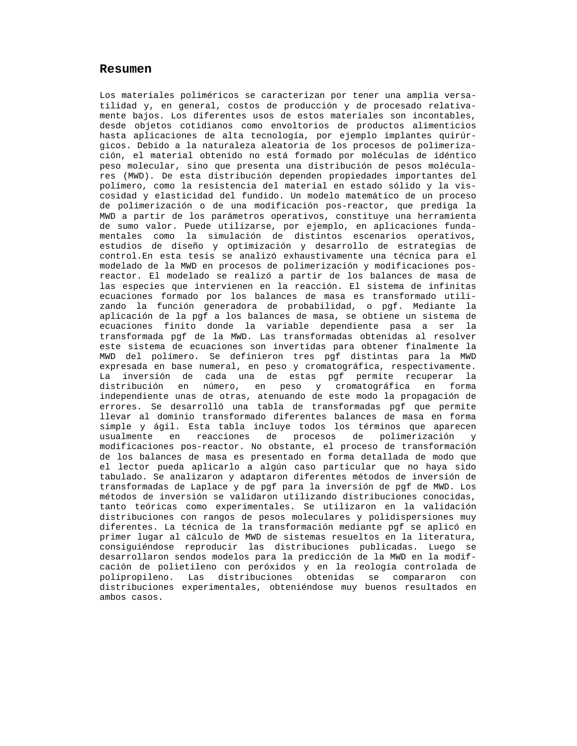## Resumen

Los materiales poliméricos se caracterizan por tener una amplia versatilidad y, en general, costos de producción y de procesado relativamente bajos. Los diferentes usos de estos materiales son incontables, desde objetos cotidianos como envoltorios de productos alimenticios hasta aplicaciones de alta tecnología, por ejemplo implantes quirúrgicos. Debido a la naturaleza aleatoria de los procesos de polimerización, el material obtenido no está formado por moléculas de idéntico peso molecular, sino que presenta una distribución de pesos moleculares (MWD). De esta distribución dependen propiedades importantes del polímero, como la resistencia del material en estado sólido y la viscosidad y elasticidad del fundido. Un modelo matemático de un proceso de polimerización o de una modificación pos-reactor, que prediga la MWD a partir de los parámetros operativos, constituye una herramienta de sumo valor. Puede utilizarse, por ejemplo, en aplicaciones fundamentales como la simulación de distintos escenarios operativos, estudios de diseño y optimización y desarrollo de estrategias de control.En esta tesis se analizó exhaustivamente una técnica para el modelado de la MWD en procesos de polimerización y modificaciones pos-reactor. El modelado se realizó a partir de los balances de masa de las especies que intervienen en la reacción. El sistema de infinitas ecuaciones formado por los balances de masa es transformado utilizando la función generadora de probabilidad, o pgf. Mediante la aplicación de la pgf a los balances de masa, se obtiene un sistema de ecuaciones finito donde la variable dependiente pasa a ser la transformada pgf de la MWD. Las transformadas obtenidas al resolver este sistema de ecuaciones son invertidas para obtener finalmente la MWD del polímero. Se definieron tres pgf distintas para la MWD expresada en base numeral, en peso y cromatográfica, respectivamente. La inversión de cada una de estas pgf permite recuperar la distribución en número, en peso y cromatográfica en forma independiente unas de otras, atenuando de este modo la propagación de errores. Se desarrolló una tabla de transformadas pgf que permite llevar al dominio transformado diferentes balances de masa en forma simple y ágil. Esta tabla incluye todos los términos que aparecen usualmente en reacciones de procesos de polimerización y modificaciones pos-reactor. No obstante, el proceso de transformación de los balances de masa es presentado en forma detallada de modo que el lector pueda aplicarlo a algún caso particular que no haya sido tabulado. Se analizaron y adaptaron diferentes métodos de inversión de transformadas de Laplace y de pgf para la inversión de pgf de MWD. Los métodos de inversión se validaron utilizando distribuciones conocidas, tanto teóricas como experimentales. Se utilizaron en la validación distribuciones con rangos de pesos moleculares y polidispersiones muy diferentes. La técnica de la transformación mediante pgf se aplicó en primer lugar al cálculo de MWD de sistemas resueltos en la literatura, consiguiéndose reproducir las distribuciones publicadas. Luego se desarrollaron sendos modelos para la predicción de la MWD en la modificación de polietileno con peróxidos y en la reología controlada de polipropileno. Las distribuciones obtenidas se compararon con distribuciones experimentales, obteniéndose muy buenos resultados en ambos casos.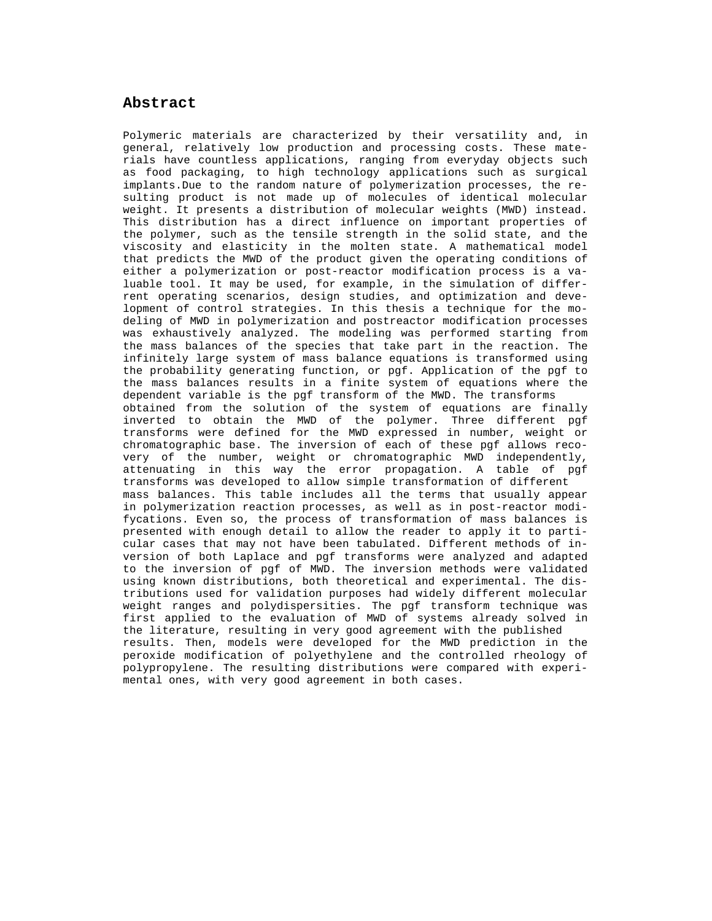## Abstract

Polymeric materials are characterized by their versatility and, in general, relatively low production and processing costs. These materials have countless applications, ranging from everyday objects such as food packaging, to high technology applications such as surgical implants.Due to the random nature of polymerization processes, the resulting product is not made up of molecules of identical molecular weight. It presents a distribution of molecular weights (MWD) instead. This distribution has a direct influence on important properties of the polymer, such as the tensile strength in the solid state, and the viscosity and elasticity in the molten state. A mathematical model that predicts the MWD of the product given the operating conditions of either a polymerization or post-reactor modification process is a valuable tool. It may be used, for example, in the simulation of different operating scenarios, design studies, and optimization and development of control strategies. In this thesis a technique for the modeling of MWD in polymerization and postreactor modification processes was exhaustively analyzed. The modeling was performed starting from the mass balances of the species that take part in the reaction. The infinitely large system of mass balance equations is transformed using the probability generating function, or pgf. Application of the pgf to the mass balances results in a finite system of equations where the dependent variable is the pgf transform of the MWD. The transforms obtained from the solution of the system of equations are finally inverted to obtain the MWD of the polymer. Three different pgf transforms were defined for the MWD expressed in number, weight or chromatographic base. The inversion of each of these pgf allows recovery of the number, weight or chromatographic MWD independently, attenuating in this way the error propagation. A table of pgf transforms was developed to allow simple transformation of different mass balances. This table includes all the terms that usually appear in polymerization reaction processes, as well as in post-reactor modifycations. Even so, the process of transformation of mass balances is presented with enough detail to allow the reader to apply it to particular cases that may not have been tabulated. Different methods of inversion of both Laplace and pgf transforms were analyzed and adapted to the inversion of pgf of MWD. The inversion methods were validated using known distributions, both theoretical and experimental. The distributions used for validation purposes had widely different molecular weight ranges and polydispersities. The pgf transform technique was first applied to the evaluation of MWD of systems already solved in the literature, resulting in very good agreement with the published results. Then, models were developed for the MWD prediction in the peroxide modification of polyethylene and the controlled rheology of polypropylene. The resulting distributions were compared with experimental ones, with very good agreement in both cases.